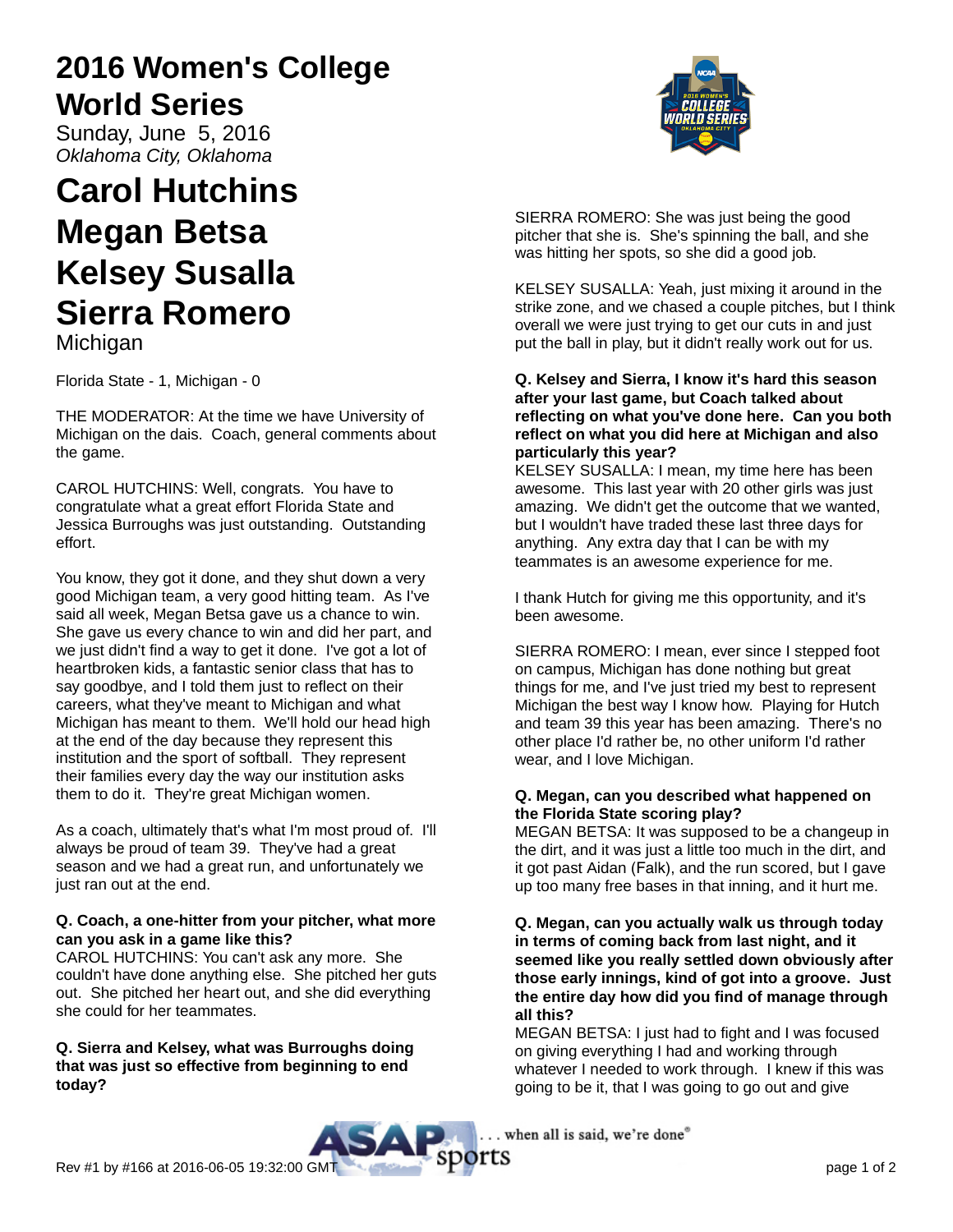# 2016 Women's College World Series

Sunday, June 5, 2016

*Oklahoma City, Oklahoma*

# Carol Hutchins
# Megan Betsa
# Kelsey Susalla
# Sierra Romero

Michigan

Florida State - 1, Michigan - 0

THE MODERATOR: At the time we have University of Michigan on the dais. Coach, general comments about the game.

CAROL HUTCHINS: Well, congrats. You have to congratulate what a great effort Florida State and Jessica Burroughs was just outstanding. Outstanding effort.

You know, they got it done, and they shut down a very good Michigan team, a very good hitting team. As I've said all week, Megan Betsa gave us a chance to win. She gave us every chance to win and did her part, and we just didn't find a way to get it done. I've got a lot of heartbroken kids, a fantastic senior class that has to say goodbye, and I told them just to reflect on their careers, what they've meant to Michigan and what Michigan has meant to them. We'll hold our head high at the end of the day because they represent this institution and the sport of softball. They represent their families every day the way our institution asks them to do it. They're great Michigan women.

As a coach, ultimately that's what I'm most proud of. I'll always be proud of team 39. They've had a great season and we had a great run, and unfortunately we just ran out at the end.

**Q. Coach, a one-hitter from your pitcher, what more can you ask in a game like this?**

CAROL HUTCHINS: You can't ask any more. She couldn't have done anything else. She pitched her guts out. She pitched her heart out, and she did everything she could for her teammates.

**Q. Sierra and Kelsey, what was Burroughs doing that was just so effective from beginning to end today?**

SIERRA ROMERO: She was just being the good pitcher that she is. She's spinning the ball, and she was hitting her spots, so she did a good job.

KELSEY SUSALLA: Yeah, just mixing it around in the strike zone, and we chased a couple pitches, but I think overall we were just trying to get our cuts in and just put the ball in play, but it didn't really work out for us.

**Q. Kelsey and Sierra, I know it's hard this season after your last game, but Coach talked about reflecting on what you've done here. Can you both reflect on what you did here at Michigan and also particularly this year?**

KELSEY SUSALLA: I mean, my time here has been awesome. This last year with 20 other girls was just amazing. We didn't get the outcome that we wanted, but I wouldn't have traded these last three days for anything. Any extra day that I can be with my teammates is an awesome experience for me.

I thank Hutch for giving me this opportunity, and it's been awesome.

SIERRA ROMERO: I mean, ever since I stepped foot on campus, Michigan has done nothing but great things for me, and I've just tried my best to represent Michigan the best way I know how. Playing for Hutch and team 39 this year has been amazing. There's no other place I'd rather be, no other uniform I'd rather wear, and I love Michigan.

**Q. Megan, can you described what happened on the Florida State scoring play?**

MEGAN BETSA: It was supposed to be a changeup in the dirt, and it was just a little too much in the dirt, and it got past Aidan (Falk), and the run scored, but I gave up too many free bases in that inning, and it hurt me.

**Q. Megan, can you actually walk us through today in terms of coming back from last night, and it seemed like you really settled down obviously after those early innings, kind of got into a groove. Just the entire day how did you find of manage through all this?**

MEGAN BETSA: I just had to fight and I was focused on giving everything I had and working through whatever I needed to work through. I knew if this was going to be it, that I was going to go out and give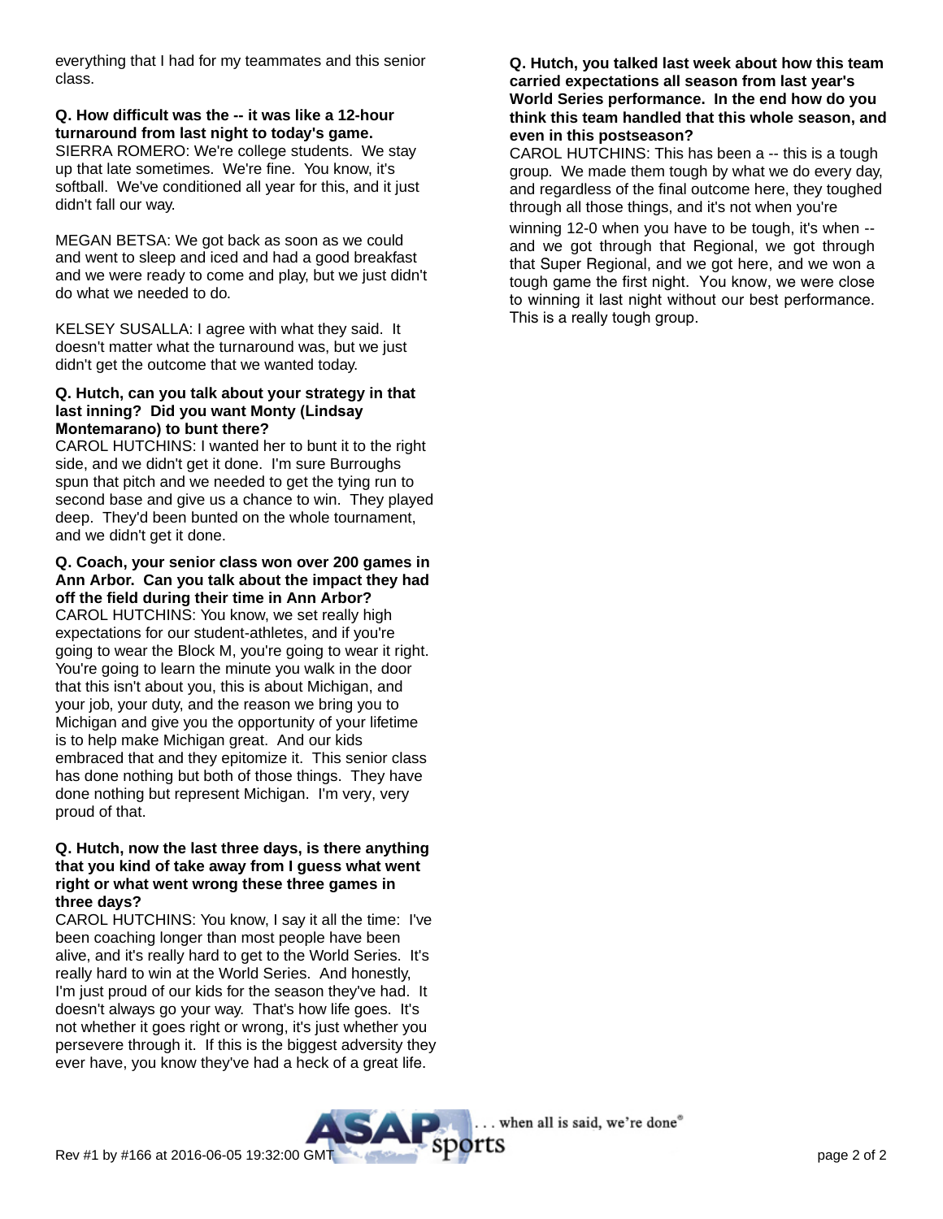everything that I had for my teammates and this senior class.

**Q. How difficult was the -- it was like a 12-hour turnaround from last night to today's game.**

SIERRA ROMERO: We're college students. We stay up that late sometimes. We're fine. You know, it's softball. We've conditioned all year for this, and it just didn't fall our way.

MEGAN BETSA: We got back as soon as we could and went to sleep and iced and had a good breakfast and we were ready to come and play, but we just didn't do what we needed to do.

KELSEY SUSALLA: I agree with what they said. It doesn't matter what the turnaround was, but we just didn't get the outcome that we wanted today.

**Q. Hutch, can you talk about your strategy in that last inning? Did you want Monty (Lindsay Montemarano) to bunt there?**

CAROL HUTCHINS: I wanted her to bunt it to the right side, and we didn't get it done. I'm sure Burroughs spun that pitch and we needed to get the tying run to second base and give us a chance to win. They played deep. They'd been bunted on the whole tournament, and we didn't get it done.

**Q. Coach, your senior class won over 200 games in Ann Arbor. Can you talk about the impact they had off the field during their time in Ann Arbor?**

CAROL HUTCHINS: You know, we set really high expectations for our student-athletes, and if you're going to wear the Block M, you're going to wear it right. You're going to learn the minute you walk in the door that this isn't about you, this is about Michigan, and your job, your duty, and the reason we bring you to Michigan and give you the opportunity of your lifetime is to help make Michigan great. And our kids embraced that and they epitomize it. This senior class has done nothing but both of those things. They have done nothing but represent Michigan. I'm very, very proud of that.

**Q. Hutch, now the last three days, is there anything that you kind of take away from I guess what went right or what went wrong these three games in three days?**

CAROL HUTCHINS: You know, I say it all the time: I've been coaching longer than most people have been alive, and it's really hard to get to the World Series. It's really hard to win at the World Series. And honestly, I'm just proud of our kids for the season they've had. It doesn't always go your way. That's how life goes. It's not whether it goes right or wrong, it's just whether you persevere through it. If this is the biggest adversity they ever have, you know they've had a heck of a great life.

**Q. Hutch, you talked last week about how this team carried expectations all season from last year's World Series performance. In the end how do you think this team handled that this whole season, and even in this postseason?**

CAROL HUTCHINS: This has been a -- this is a tough group. We made them tough by what we do every day, and regardless of the final outcome here, they toughed through all those things, and it's not when you're winning 12-0 when you have to be tough, it's when -- and we got through that Regional, we got through that Super Regional, and we got here, and we won a tough game the first night. You know, we were close to winning it last night without our best performance. This is a really tough group.